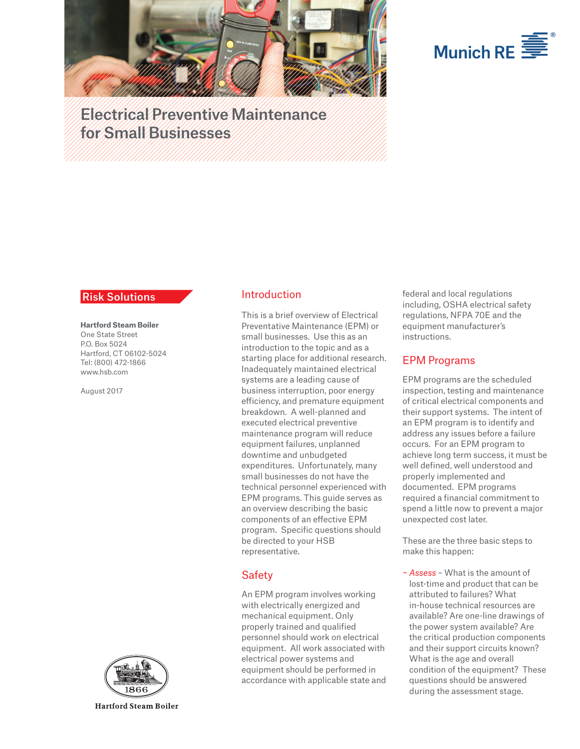Munich RE

# Electrical Preventive Maintenance for Small Businesses

**Risk Solutions**

**Hartford Steam Boiler**
One State Street
P.O. Box 5024
Hartford, CT 06102-5024
Tel: (800) 472-1866
www.hsb.com

August 2017

## Introduction

This is a brief overview of Electrical Preventative Maintenance (EPM) or small businesses. Use this as an introduction to the topic and as a starting place for additional research. Inadequately maintained electrical systems are a leading cause of business interruption, poor energy efficiency, and premature equipment breakdown. A well-planned and executed electrical preventive maintenance program will reduce equipment failures, unplanned downtime and unbudgeted expenditures. Unfortunately, many small businesses do not have the technical personnel experienced with EPM programs. This guide serves as an overview describing the basic components of an effective EPM program. Specific questions should be directed to your HSB representative.

## Safety

An EPM program involves working with electrically energized and mechanical equipment. Only properly trained and qualified personnel should work on electrical equipment. All work associated with electrical power systems and equipment should be performed in accordance with applicable state and federal and local regulations including, OSHA electrical safety regulations, NFPA 70E and the equipment manufacturer's instructions.

## EPM Programs

EPM programs are the scheduled inspection, testing and maintenance of critical electrical components and their support systems. The intent of an EPM program is to identify and address any issues before a failure occurs. For an EPM program to achieve long term success, it must be well defined, well understood and properly implemented and documented. EPM programs required a financial commitment to spend a little now to prevent a major unexpected cost later.

These are the three basic steps to make this happen:

- *Assess* – What is the amount of lost-time and product that can be attributed to failures? What in-house technical resources are available? Are one-line drawings of the power system available? Are the critical production components and their support circuits known? What is the age and overall condition of the equipment? These questions should be answered during the assessment stage.

1866
Hartford Steam Boiler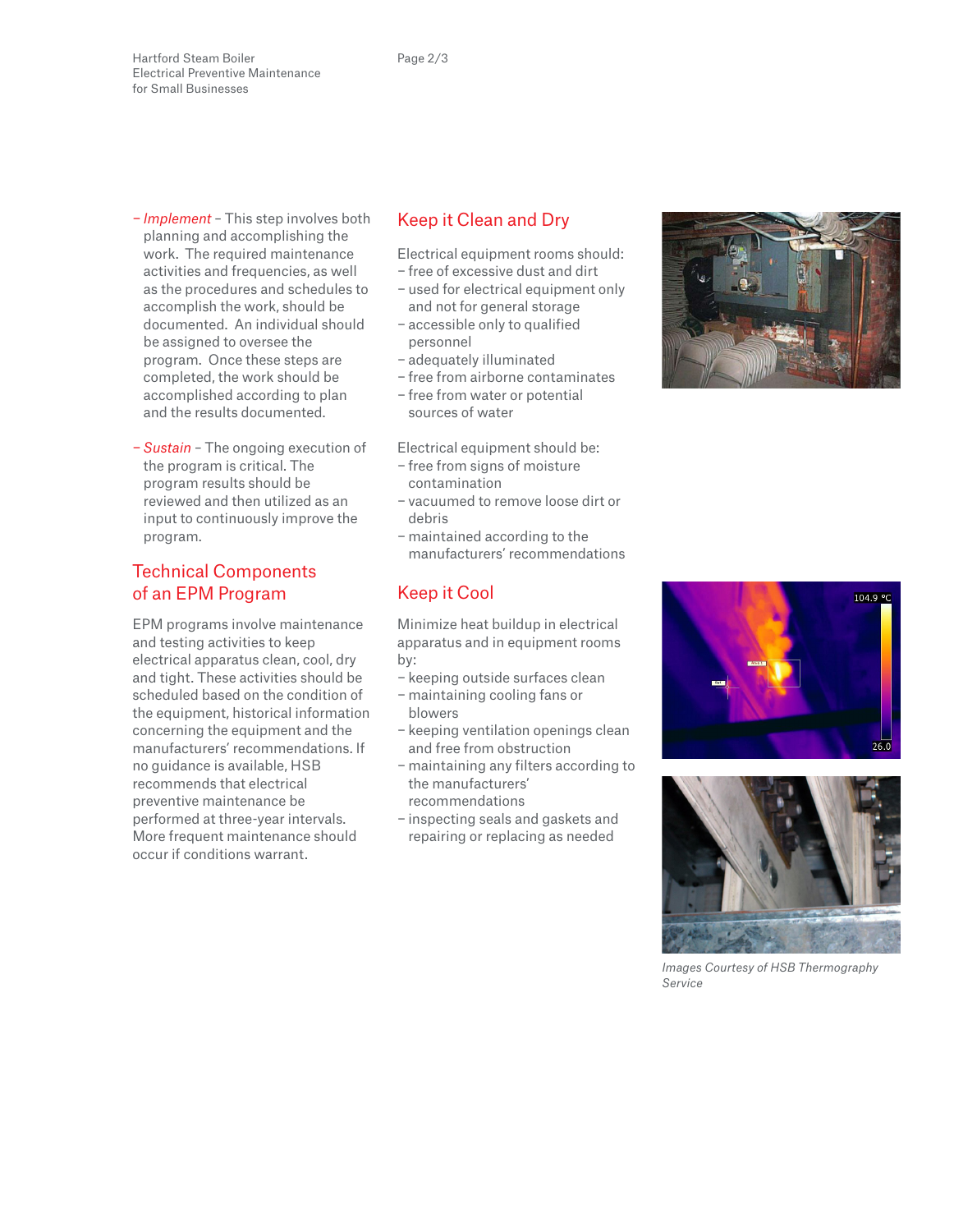– *Implement* – This step involves both planning and accomplishing the work. The required maintenance activities and frequencies, as well as the procedures and schedules to accomplish the work, should be documented. An individual should be assigned to oversee the program. Once these steps are completed, the work should be accomplished according to plan and the results documented.

– *Sustain* – The ongoing execution of the program is critical. The program results should be reviewed and then utilized as an input to continuously improve the program.

## Technical Components of an EPM Program

EPM programs involve maintenance and testing activities to keep electrical apparatus clean, cool, dry and tight. These activities should be scheduled based on the condition of the equipment, historical information concerning the equipment and the manufacturers' recommendations. If no guidance is available, HSB recommends that electrical preventive maintenance be performed at three-year intervals. More frequent maintenance should occur if conditions warrant.

## Keep it Clean and Dry

Electrical equipment rooms should:

- free of excessive dust and dirt
- used for electrical equipment only and not for general storage
- accessible only to qualified personnel
- adequately illuminated
- free from airborne contaminates
- free from water or potential sources of water

Electrical equipment should be:

- free from signs of moisture contamination
- vacuumed to remove loose dirt or debris
- maintained according to the manufacturers' recommendations

## Keep it Cool

Minimize heat buildup in electrical apparatus and in equipment rooms by:

- keeping outside surfaces clean
- maintaining cooling fans or blowers
- keeping ventilation openings clean and free from obstruction
- maintaining any filters according to the manufacturers' recommendations
- inspecting seals and gaskets and repairing or replacing as needed

*Images Courtesy of HSB Thermography Service*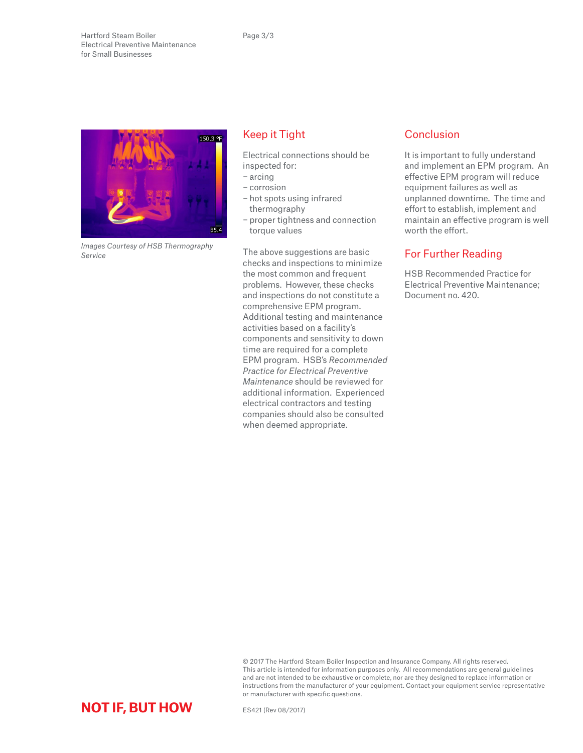Images Courtesy of HSB Thermography Service

## Keep it Tight

Electrical connections should be inspected for:

- arcing
- corrosion
- hot spots using infrared thermography
- proper tightness and connection torque values

The above suggestions are basic checks and inspections to minimize the most common and frequent problems. However, these checks and inspections do not constitute a comprehensive EPM program. Additional testing and maintenance activities based on a facility's components and sensitivity to down time are required for a complete EPM program. HSB's *Recommended Practice for Electrical Preventive Maintenance* should be reviewed for additional information. Experienced electrical contractors and testing companies should also be consulted when deemed appropriate.

## Conclusion

It is important to fully understand and implement an EPM program. An effective EPM program will reduce equipment failures as well as unplanned downtime. The time and effort to establish, implement and maintain an effective program is well worth the effort.

## For Further Reading

HSB Recommended Practice for Electrical Preventive Maintenance; Document no. 420.

© 2017 The Hartford Steam Boiler Inspection and Insurance Company. All rights reserved.
This article is intended for information purposes only. All recommendations are general guidelines and are not intended to be exhaustive or complete, nor are they designed to replace information or instructions from the manufacturer of your equipment. Contact your equipment service representative or manufacturer with specific questions.

**NOT IF, BUT HOW**

ES421 (Rev 08/2017)